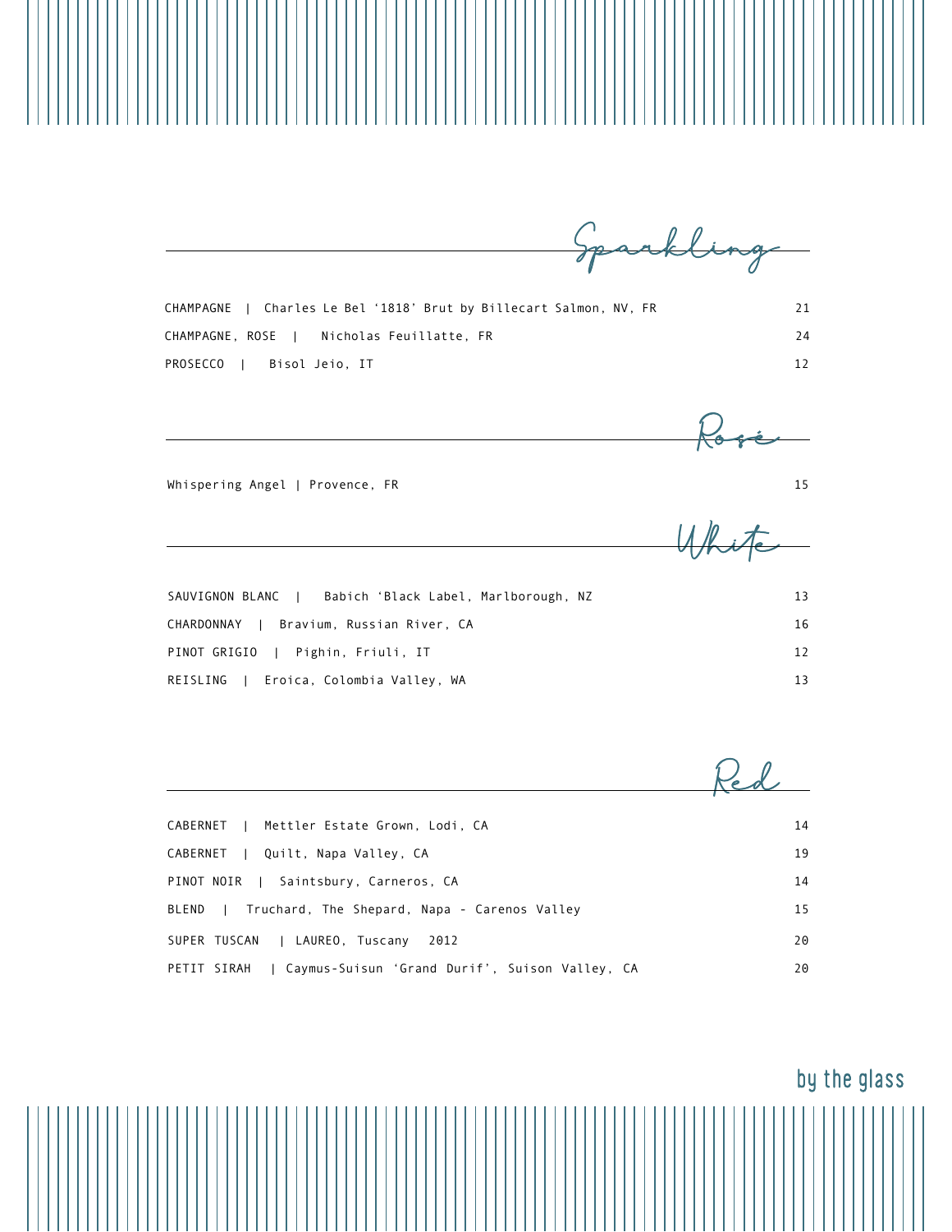## Sparkling

| | |
|---|---|
| CHAMPAGNE \| Charles Le Bel '1818' Brut by Billecart Salmon, NV, FR | 21 |
| CHAMPAGNE, ROSE \| Nicholas Feuillatte, FR | 24 |
| PROSECCO \| Bisol Jeio, IT | 12 |

## Rosé

| | |
|---|---|
| Whispering Angel \| Provence, FR | 15 |

## White

| | |
|---|---|
| SAUVIGNON BLANC \| Babich 'Black Label, Marlborough, NZ | 13 |
| CHARDONNAY \| Bravium, Russian River, CA | 16 |
| PINOT GRIGIO \| Pighin, Friuli, IT | 12 |
| REISLING \| Eroica, Colombia Valley, WA | 13 |

## Red

| | |
|---|---|
| CABERNET \| Mettler Estate Grown, Lodi, CA | 14 |
| CABERNET \| Quilt, Napa Valley, CA | 19 |
| PINOT NOIR \| Saintsbury, Carneros, CA | 14 |
| BLEND \| Truchard, The Shepard, Napa - Carenos Valley | 15 |
| SUPER TUSCAN \| LAUREO, Tuscany 2012 | 20 |
| PETIT SIRAH \| Caymus-Suisun 'Grand Durif', Suison Valley, CA | 20 |

by the glass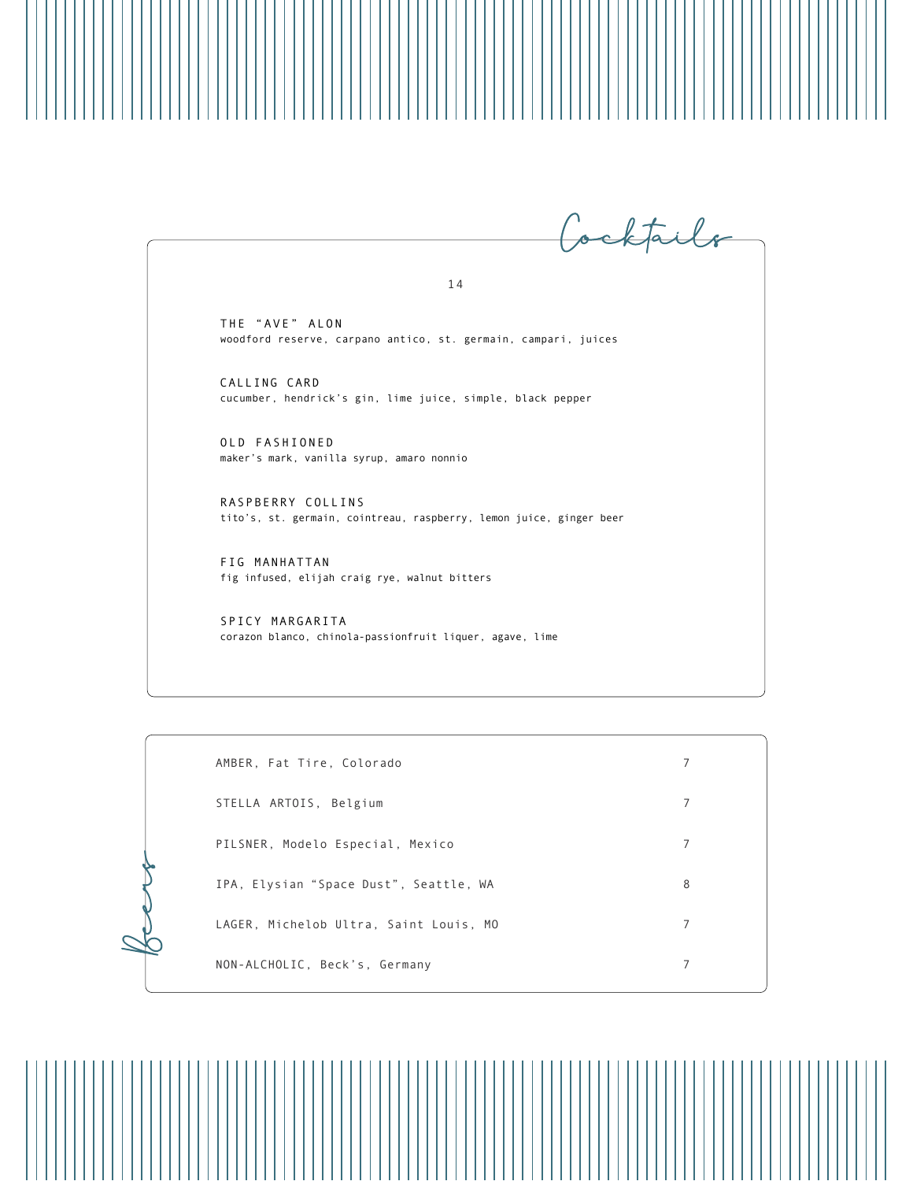## Cocktails

14

**THE "AVE" ALON**
woodford reserve, carpano antico, st. germain, campari, juices

**CALLING CARD**
cucumber, hendrick's gin, lime juice, simple, black pepper

**OLD FASHIONED**
maker's mark, vanilla syrup, amaro nonnio

**RASPBERRY COLLINS**
tito's, st. germain, cointreau, raspberry, lemon juice, ginger beer

**FIG MANHATTAN**
fig infused, elijah craig rye, walnut bitters

**SPICY MARGARITA**
corazon blanco, chinola-passionfruit liquer, agave, lime

## Beers

| | |
|---|---|
| AMBER, Fat Tire, Colorado | 7 |
| STELLA ARTOIS, Belgium | 7 |
| PILSNER, Modelo Especial, Mexico | 7 |
| IPA, Elysian "Space Dust", Seattle, WA | 8 |
| LAGER, Michelob Ultra, Saint Louis, MO | 7 |
| NON-ALCHOLIC, Beck's, Germany | 7 |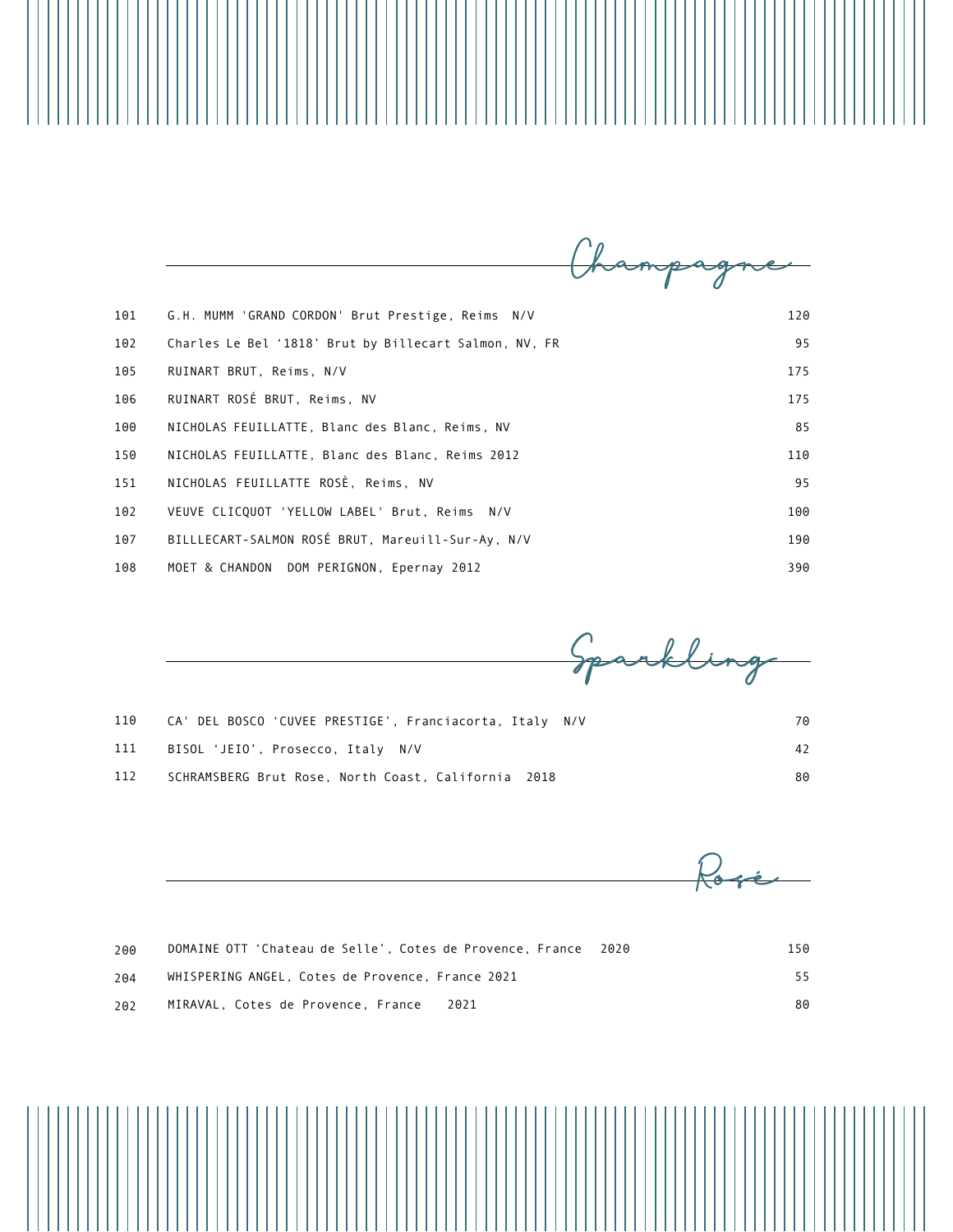## Champagne

| | | |
|---|---|---|
| 101 | G.H. MUMM 'GRAND CORDON' Brut Prestige, Reims N/V | 120 |
| 102 | Charles Le Bel '1818' Brut by Billecart Salmon, NV, FR | 95 |
| 105 | RUINART BRUT, Reims, N/V | 175 |
| 106 | RUINART ROSÉ BRUT, Reims, NV | 175 |
| 100 | NICHOLAS FEUILLATTE, Blanc des Blanc, Reims, NV | 85 |
| 150 | NICHOLAS FEUILLATTE, Blanc des Blanc, Reims 2012 | 110 |
| 151 | NICHOLAS FEUILLATTE ROSÈ, Reims, NV | 95 |
| 102 | VEUVE CLICQUOT 'YELLOW LABEL' Brut, Reims N/V | 100 |
| 107 | BILLLECART-SALMON ROSÉ BRUT, Mareuill-Sur-Ay, N/V | 190 |
| 108 | MOET & CHANDON DOM PERIGNON, Epernay 2012 | 390 |

## Sparkling

| | | |
|---|---|---|
| 110 | CA' DEL BOSCO 'CUVEE PRESTIGE', Franciacorta, Italy N/V | 70 |
| 111 | BISOL 'JEIO', Prosecco, Italy N/V | 42 |
| 112 | SCHRAMSBERG Brut Rose, North Coast, California 2018 | 80 |

## Rosé

| | | |
|---|---|---|
| 200 | DOMAINE OTT 'Chateau de Selle', Cotes de Provence, France 2020 | 150 |
| 204 | WHISPERING ANGEL, Cotes de Provence, France 2021 | 55 |
| 202 | MIRAVAL, Cotes de Provence, France 2021 | 80 |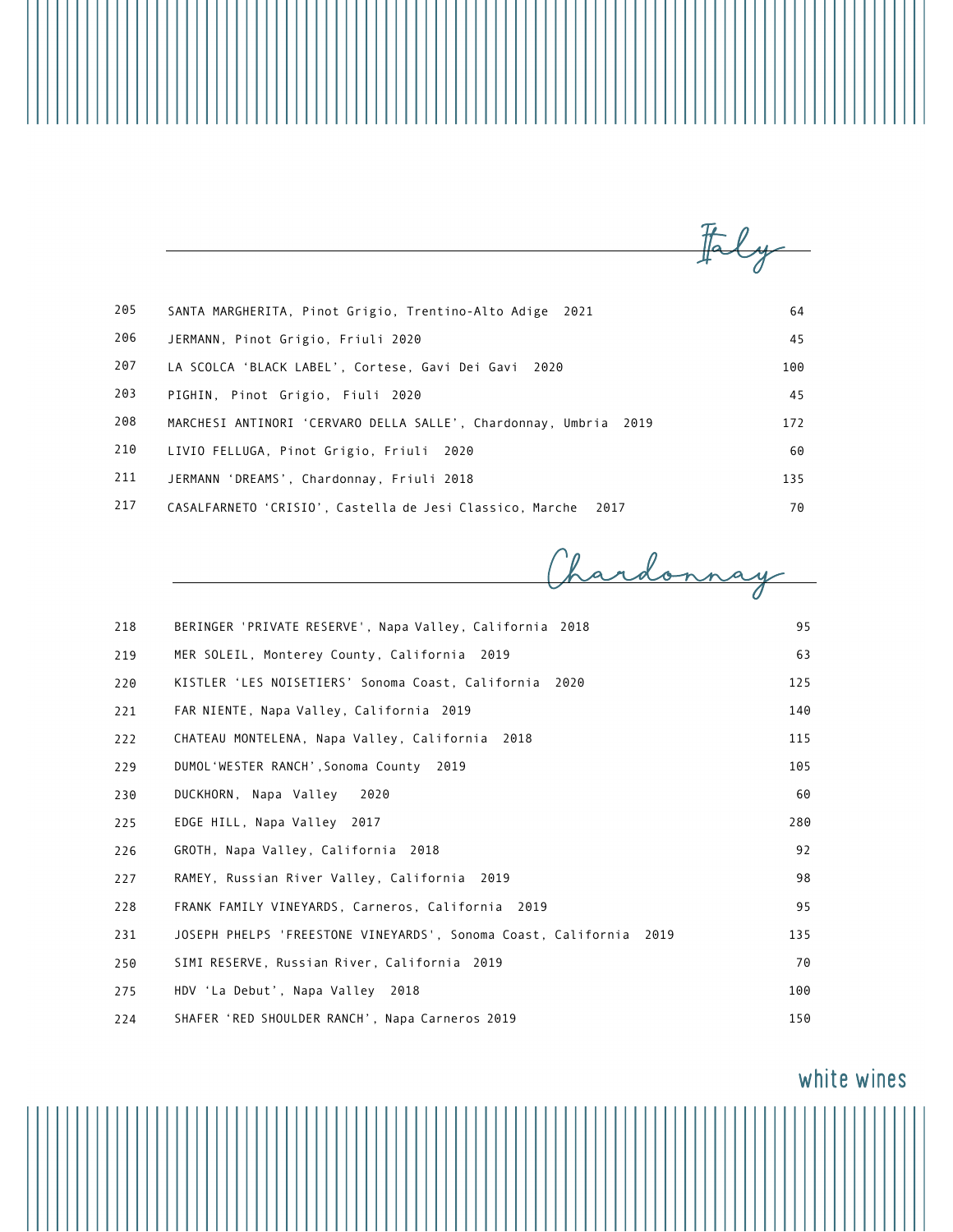## Italy

| | | |
|---|---|---|
| 205 | SANTA MARGHERITA, Pinot Grigio, Trentino-Alto Adige 2021 | 64 |
| 206 | JERMANN, Pinot Grigio, Friuli 2020 | 45 |
| 207 | LA SCOLCA 'BLACK LABEL', Cortese, Gavi Dei Gavi 2020 | 100 |
| 203 | PIGHIN, Pinot Grigio, Fiuli 2020 | 45 |
| 208 | MARCHESI ANTINORI 'CERVARO DELLA SALLE', Chardonnay, Umbria 2019 | 172 |
| 210 | LIVIO FELLUGA, Pinot Grigio, Friuli 2020 | 60 |
| 211 | JERMANN 'DREAMS', Chardonnay, Friuli 2018 | 135 |
| 217 | CASALFARNETO 'CRISIO', Castella de Jesi Classico, Marche 2017 | 70 |

## Chardonnay

| | | |
|---|---|---|
| 218 | BERINGER 'PRIVATE RESERVE', Napa Valley, California 2018 | 95 |
| 219 | MER SOLEIL, Monterey County, California 2019 | 63 |
| 220 | KISTLER 'LES NOISETIERS' Sonoma Coast, California 2020 | 125 |
| 221 | FAR NIENTE, Napa Valley, California 2019 | 140 |
| 222 | CHATEAU MONTELENA, Napa Valley, California 2018 | 115 |
| 229 | DUMOL'WESTER RANCH',Sonoma County 2019 | 105 |
| 230 | DUCKHORN, Napa Valley 2020 | 60 |
| 225 | EDGE HILL, Napa Valley 2017 | 280 |
| 226 | GROTH, Napa Valley, California 2018 | 92 |
| 227 | RAMEY, Russian River Valley, California 2019 | 98 |
| 228 | FRANK FAMILY VINEYARDS, Carneros, California 2019 | 95 |
| 231 | JOSEPH PHELPS 'FREESTONE VINEYARDS', Sonoma Coast, California 2019 | 135 |
| 250 | SIMI RESERVE, Russian River, California 2019 | 70 |
| 275 | HDV 'La Debut', Napa Valley 2018 | 100 |
| 224 | SHAFER 'RED SHOULDER RANCH', Napa Carneros 2019 | 150 |

white wines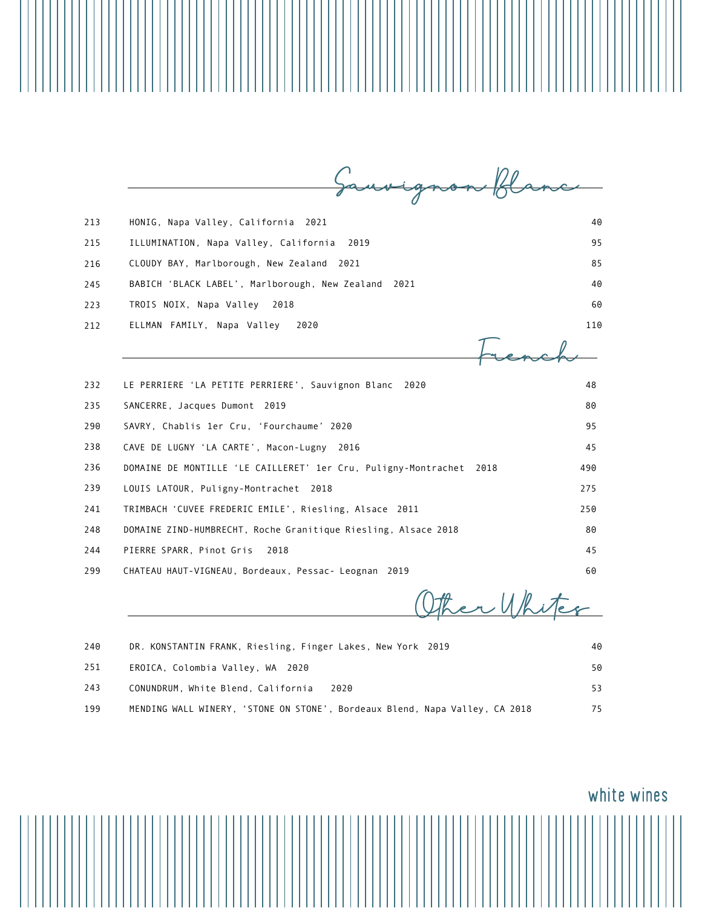## Sauvignon Blanc

| | | |
|---|---|---|
| 213 | HONIG, Napa Valley, California 2021 | 40 |
| 215 | ILLUMINATION, Napa Valley, California 2019 | 95 |
| 216 | CLOUDY BAY, Marlborough, New Zealand 2021 | 85 |
| 245 | BABICH 'BLACK LABEL', Marlborough, New Zealand 2021 | 40 |
| 223 | TROIS NOIX, Napa Valley 2018 | 60 |
| 212 | ELLMAN FAMILY, Napa Valley 2020 | 110 |

## French

| | | |
|---|---|---|
| 232 | LE PERRIERE 'LA PETITE PERRIERE', Sauvignon Blanc 2020 | 48 |
| 235 | SANCERRE, Jacques Dumont 2019 | 80 |
| 290 | SAVRY, Chablis 1er Cru, 'Fourchaume' 2020 | 95 |
| 238 | CAVE DE LUGNY 'LA CARTE', Macon-Lugny 2016 | 45 |
| 236 | DOMAINE DE MONTILLE 'LE CAILLERET' 1er Cru, Puligny-Montrachet 2018 | 490 |
| 239 | LOUIS LATOUR, Puligny-Montrachet 2018 | 275 |
| 241 | TRIMBACH 'CUVEE FREDERIC EMILE', Riesling, Alsace 2011 | 250 |
| 248 | DOMAINE ZIND-HUMBRECHT, Roche Granitique Riesling, Alsace 2018 | 80 |
| 244 | PIERRE SPARR, Pinot Gris 2018 | 45 |
| 299 | CHATEAU HAUT-VIGNEAU, Bordeaux, Pessac- Leognan 2019 | 60 |

## Other Whites

| | | |
|---|---|---|
| 240 | DR. KONSTANTIN FRANK, Riesling, Finger Lakes, New York 2019 | 40 |
| 251 | EROICA, Colombia Valley, WA 2020 | 50 |
| 243 | CONUNDRUM, White Blend, California 2020 | 53 |
| 199 | MENDING WALL WINERY, 'STONE ON STONE', Bordeaux Blend, Napa Valley, CA 2018 | 75 |

white wines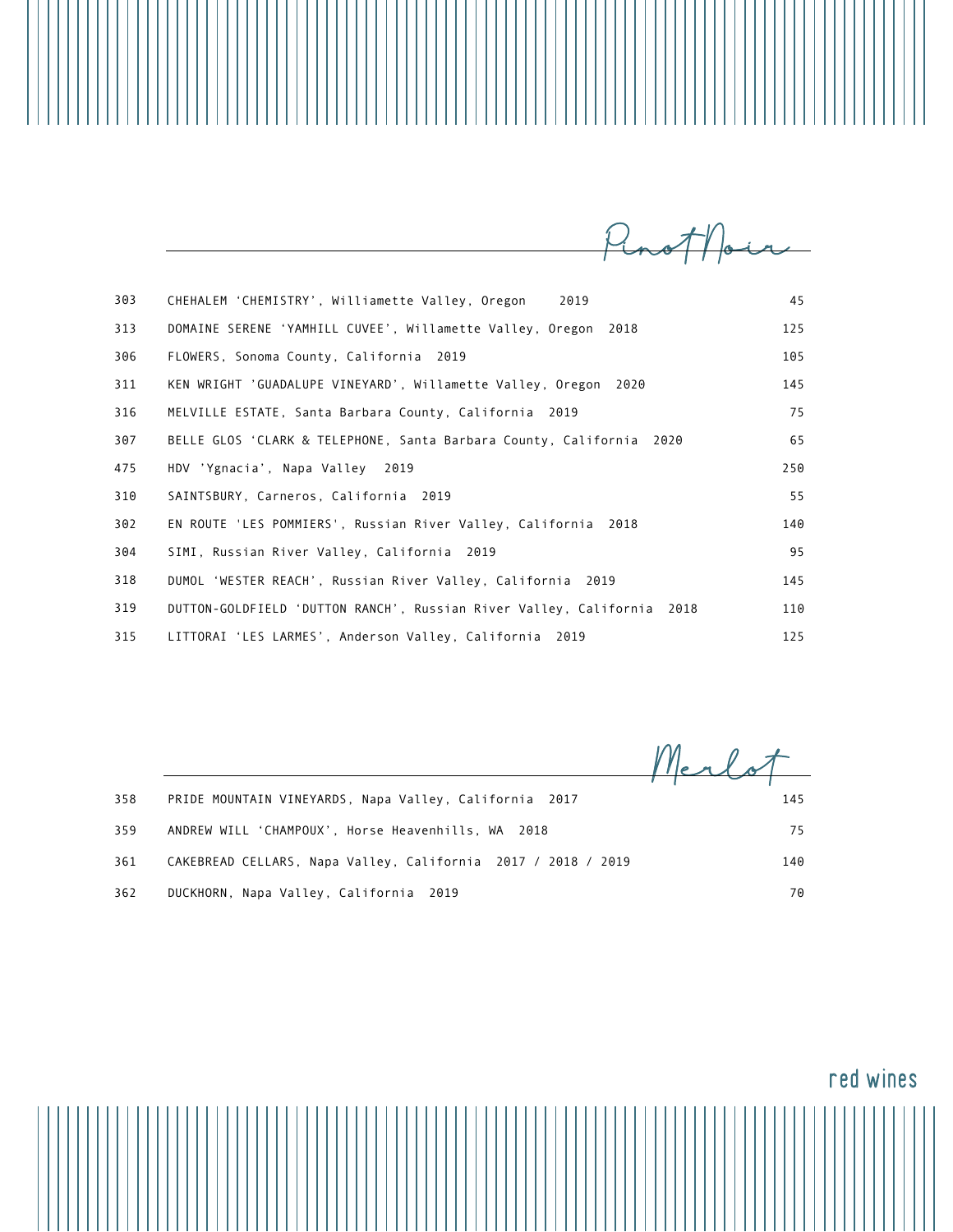## Pinot Noir

| | | |
|---|---|---|
| 303 | CHEHALEM 'CHEMISTRY', Williamette Valley, Oregon 2019 | 45 |
| 313 | DOMAINE SERENE 'YAMHILL CUVEE', Willamette Valley, Oregon 2018 | 125 |
| 306 | FLOWERS, Sonoma County, California 2019 | 105 |
| 311 | KEN WRIGHT 'GUADALUPE VINEYARD', Willamette Valley, Oregon 2020 | 145 |
| 316 | MELVILLE ESTATE, Santa Barbara County, California 2019 | 75 |
| 307 | BELLE GLOS 'CLARK & TELEPHONE, Santa Barbara County, California 2020 | 65 |
| 475 | HDV 'Ygnacia', Napa Valley 2019 | 250 |
| 310 | SAINTSBURY, Carneros, California 2019 | 55 |
| 302 | EN ROUTE 'LES POMMIERS', Russian River Valley, California 2018 | 140 |
| 304 | SIMI, Russian River Valley, California 2019 | 95 |
| 318 | DUMOL 'WESTER REACH', Russian River Valley, California 2019 | 145 |
| 319 | DUTTON-GOLDFIELD 'DUTTON RANCH', Russian River Valley, California 2018 | 110 |
| 315 | LITTORAI 'LES LARMES', Anderson Valley, California 2019 | 125 |

## Merlot

| | | |
|---|---|---|
| 358 | PRIDE MOUNTAIN VINEYARDS, Napa Valley, California 2017 | 145 |
| 359 | ANDREW WILL 'CHAMPOUX', Horse Heavenhills, WA 2018 | 75 |
| 361 | CAKEBREAD CELLARS, Napa Valley, California 2017 / 2018 / 2019 | 140 |
| 362 | DUCKHORN, Napa Valley, California 2019 | 70 |

red wines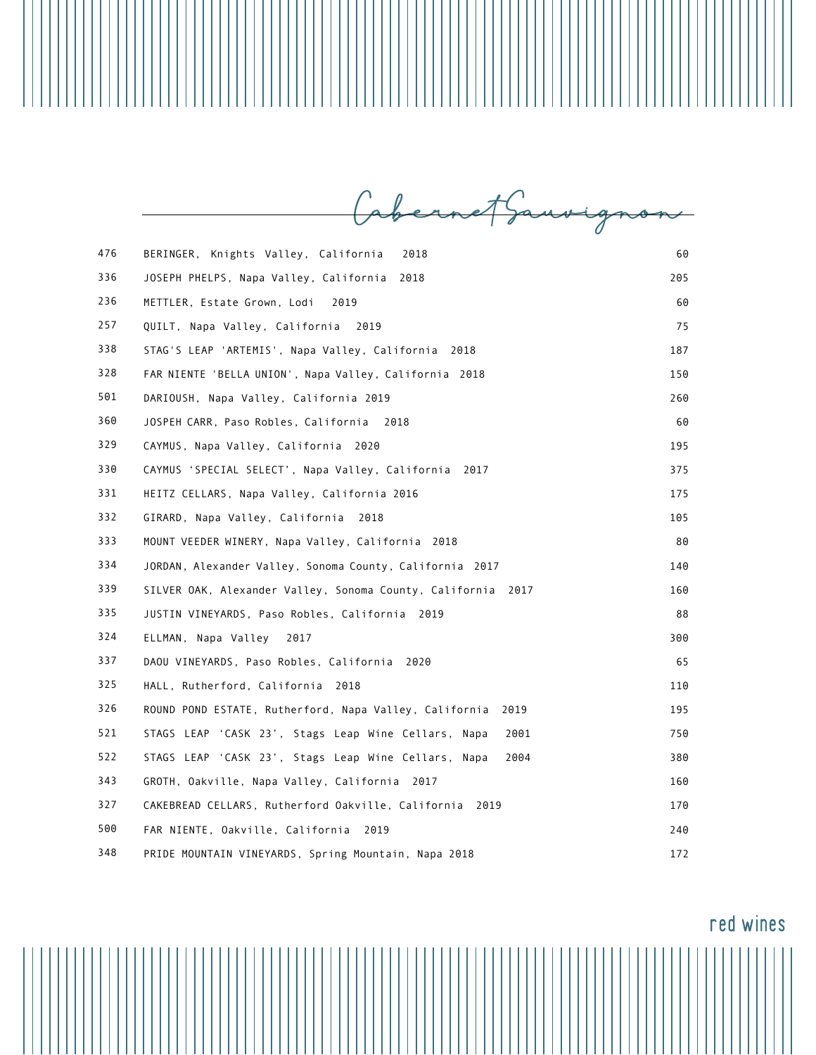## Cabernet Sauvignon

| | | |
|---|---|---|
| 476 | BERINGER, Knights Valley, California 2018 | 60 |
| 336 | JOSEPH PHELPS, Napa Valley, California 2018 | 205 |
| 236 | METTLER, Estate Grown, Lodi 2019 | 60 |
| 257 | QUILT, Napa Valley, California 2019 | 75 |
| 338 | STAG'S LEAP 'ARTEMIS', Napa Valley, California 2018 | 187 |
| 328 | FAR NIENTE 'BELLA UNION', Napa Valley, California 2018 | 150 |
| 501 | DARIOUSH, Napa Valley, California 2019 | 260 |
| 360 | JOSPEH CARR, Paso Robles, California 2018 | 60 |
| 329 | CAYMUS, Napa Valley, California 2020 | 195 |
| 330 | CAYMUS 'SPECIAL SELECT', Napa Valley, California 2017 | 375 |
| 331 | HEITZ CELLARS, Napa Valley, California 2016 | 175 |
| 332 | GIRARD, Napa Valley, California 2018 | 105 |
| 333 | MOUNT VEEDER WINERY, Napa Valley, California 2018 | 80 |
| 334 | JORDAN, Alexander Valley, Sonoma County, California 2017 | 140 |
| 339 | SILVER OAK, Alexander Valley, Sonoma County, California 2017 | 160 |
| 335 | JUSTIN VINEYARDS, Paso Robles, California 2019 | 88 |
| 324 | ELLMAN, Napa Valley 2017 | 300 |
| 337 | DAOU VINEYARDS, Paso Robles, California 2020 | 65 |
| 325 | HALL, Rutherford, California 2018 | 110 |
| 326 | ROUND POND ESTATE, Rutherford, Napa Valley, California 2019 | 195 |
| 521 | STAGS LEAP 'CASK 23', Stags Leap Wine Cellars, Napa 2001 | 750 |
| 522 | STAGS LEAP 'CASK 23', Stags Leap Wine Cellars, Napa 2004 | 380 |
| 343 | GROTH, Oakville, Napa Valley, California 2017 | 160 |
| 327 | CAKEBREAD CELLARS, Rutherford Oakville, California 2019 | 170 |
| 500 | FAR NIENTE, Oakville, California 2019 | 240 |
| 348 | PRIDE MOUNTAIN VINEYARDS, Spring Mountain, Napa 2018 | 172 |

red wines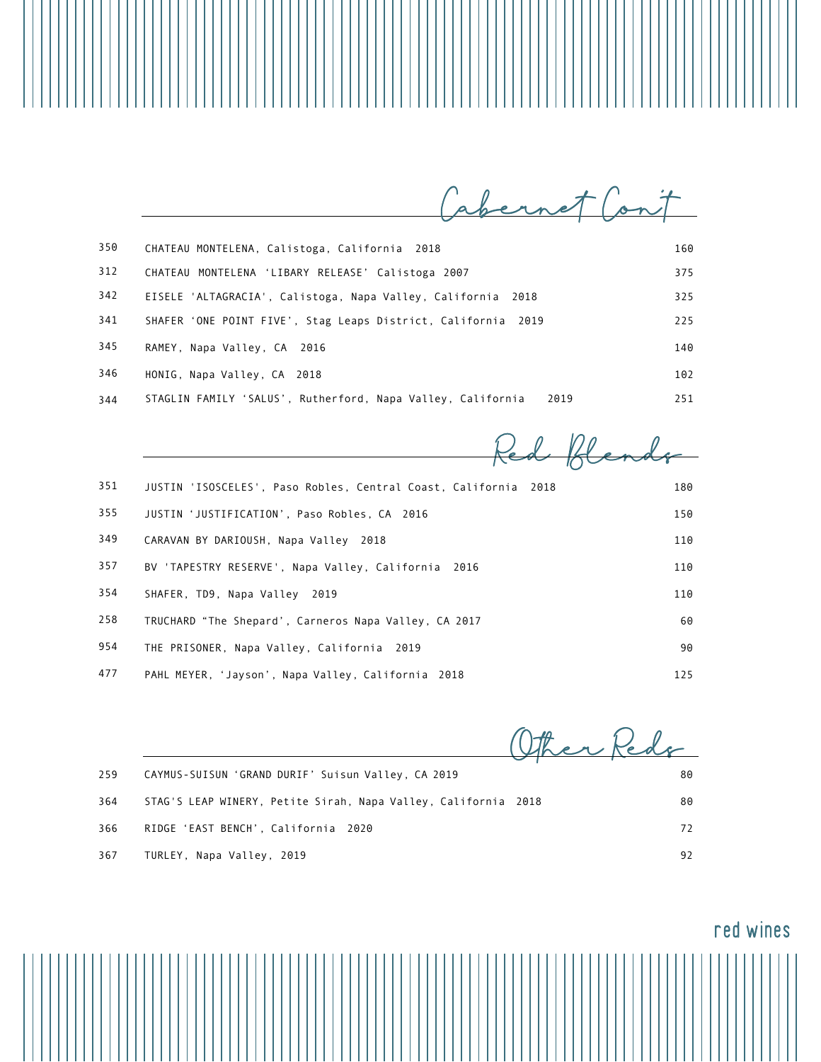## Cabernet Con't

| | | |
|---|---|---|
| 350 | CHATEAU MONTELENA, Calistoga, California 2018 | 160 |
| 312 | CHATEAU MONTELENA 'LIBARY RELEASE' Calistoga 2007 | 375 |
| 342 | EISELE 'ALTAGRACIA', Calistoga, Napa Valley, California 2018 | 325 |
| 341 | SHAFER 'ONE POINT FIVE', Stag Leaps District, California 2019 | 225 |
| 345 | RAMEY, Napa Valley, CA 2016 | 140 |
| 346 | HONIG, Napa Valley, CA 2018 | 102 |
| 344 | STAGLIN FAMILY 'SALUS', Rutherford, Napa Valley, California 2019 | 251 |

## Red Blends

| | | |
|---|---|---|
| 351 | JUSTIN 'ISOSCELES', Paso Robles, Central Coast, California 2018 | 180 |
| 355 | JUSTIN 'JUSTIFICATION', Paso Robles, CA 2016 | 150 |
| 349 | CARAVAN BY DARIOUSH, Napa Valley 2018 | 110 |
| 357 | BV 'TAPESTRY RESERVE', Napa Valley, California 2016 | 110 |
| 354 | SHAFER, TD9, Napa Valley 2019 | 110 |
| 258 | TRUCHARD "The Shepard', Carneros Napa Valley, CA 2017 | 60 |
| 954 | THE PRISONER, Napa Valley, California 2019 | 90 |
| 477 | PAHL MEYER, 'Jayson', Napa Valley, California 2018 | 125 |

## Other Reds

| | | |
|---|---|---|
| 259 | CAYMUS-SUISUN 'GRAND DURIF' Suisun Valley, CA 2019 | 80 |
| 364 | STAG'S LEAP WINERY, Petite Sirah, Napa Valley, California 2018 | 80 |
| 366 | RIDGE 'EAST BENCH', California 2020 | 72 |
| 367 | TURLEY, Napa Valley, 2019 | 92 |

red wines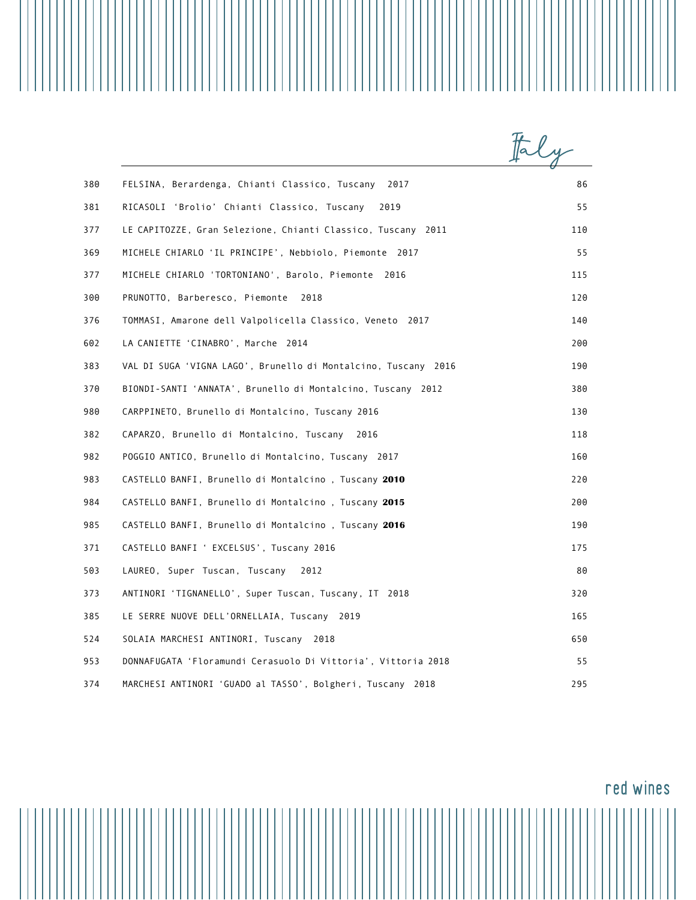# Italy

| | | |
|---|---|---|
| 380 | FELSINA, Berardenga, Chianti Classico, Tuscany 2017 | 86 |
| 381 | RICASOLI ‘Brolio’ Chianti Classico, Tuscany 2019 | 55 |
| 377 | LE CAPITOZZE, Gran Selezione, Chianti Classico, Tuscany 2011 | 110 |
| 369 | MICHELE CHIARLO ‘IL PRINCIPE’, Nebbiolo, Piemonte 2017 | 55 |
| 377 | MICHELE CHIARLO 'TORTONIANO', Barolo, Piemonte 2016 | 115 |
| 300 | PRUNOTTO, Barberesco, Piemonte 2018 | 120 |
| 376 | TOMMASI, Amarone dell Valpolicella Classico, Veneto 2017 | 140 |
| 602 | LA CANIETTE ‘CINABRO’, Marche 2014 | 200 |
| 383 | VAL DI SUGA ‘VIGNA LAGO’, Brunello di Montalcino, Tuscany 2016 | 190 |
| 370 | BIONDI-SANTI ‘ANNATA’, Brunello di Montalcino, Tuscany 2012 | 380 |
| 980 | CARPPINETO, Brunello di Montalcino, Tuscany 2016 | 130 |
| 382 | CAPARZO, Brunello di Montalcino, Tuscany 2016 | 118 |
| 982 | POGGIO ANTICO, Brunello di Montalcino, Tuscany 2017 | 160 |
| 983 | CASTELLO BANFI, Brunello di Montalcino , Tuscany **2010** | 220 |
| 984 | CASTELLO BANFI, Brunello di Montalcino , Tuscany **2015** | 200 |
| 985 | CASTELLO BANFI, Brunello di Montalcino , Tuscany **2016** | 190 |
| 371 | CASTELLO BANFI ‘ EXCELSUS’, Tuscany 2016 | 175 |
| 503 | LAUREO, Super Tuscan, Tuscany 2012 | 80 |
| 373 | ANTINORI ‘TIGNANELLO’, Super Tuscan, Tuscany, IT 2018 | 320 |
| 385 | LE SERRE NUOVE DELL’ORNELLAIA, Tuscany 2019 | 165 |
| 524 | SOLAIA MARCHESI ANTINORI, Tuscany 2018 | 650 |
| 953 | DONNAFUGATA ‘Floramundi Cerasuolo Di Vittoria’, Vittoria 2018 | 55 |
| 374 | MARCHESI ANTINORI ‘GUADO al TASSO’, Bolgheri, Tuscany 2018 | 295 |

red wines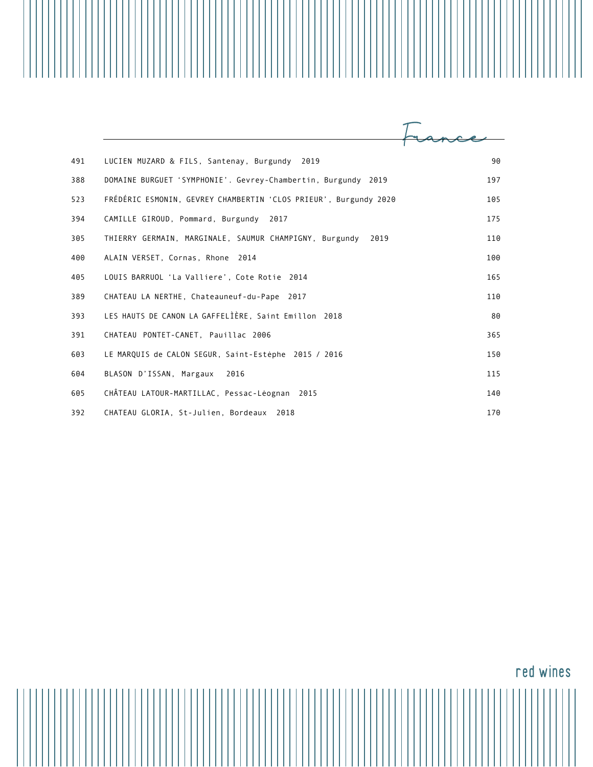## France

| | | |
|---|---|---|
| 491 | LUCIEN MUZARD & FILS, Santenay, Burgundy 2019 | 90 |
| 388 | DOMAINE BURGUET 'SYMPHONIE'. Gevrey-Chambertin, Burgundy 2019 | 197 |
| 523 | FRÉDÉRIC ESMONIN, GEVREY CHAMBERTIN 'CLOS PRIEUR', Burgundy 2020 | 105 |
| 394 | CAMILLE GIROUD, Pommard, Burgundy 2017 | 175 |
| 305 | THIERRY GERMAIN, MARGINALE, SAUMUR CHAMPIGNY, Burgundy 2019 | 110 |
| 400 | ALAIN VERSET, Cornas, Rhone 2014 | 100 |
| 405 | LOUIS BARRUOL 'La Valliere', Cote Rotie 2014 | 165 |
| 389 | CHATEAU LA NERTHE, Chateauneuf-du-Pape 2017 | 110 |
| 393 | LES HAUTS DE CANON LA GAFFELÌÈRE, Saint Emillon 2018 | 80 |
| 391 | CHATEAU PONTET-CANET, Pauillac 2006 | 365 |
| 603 | LE MARQUIS de CALON SEGUR, Saint-Estėphe 2015 / 2016 | 150 |
| 604 | BLASON D'ISSAN, Margaux 2016 | 115 |
| 605 | CHÂTEAU LATOUR-MARTILLAC, Pessac-Lėognan 2015 | 140 |
| 392 | CHATEAU GLORIA, St-Julien, Bordeaux 2018 | 170 |

red wines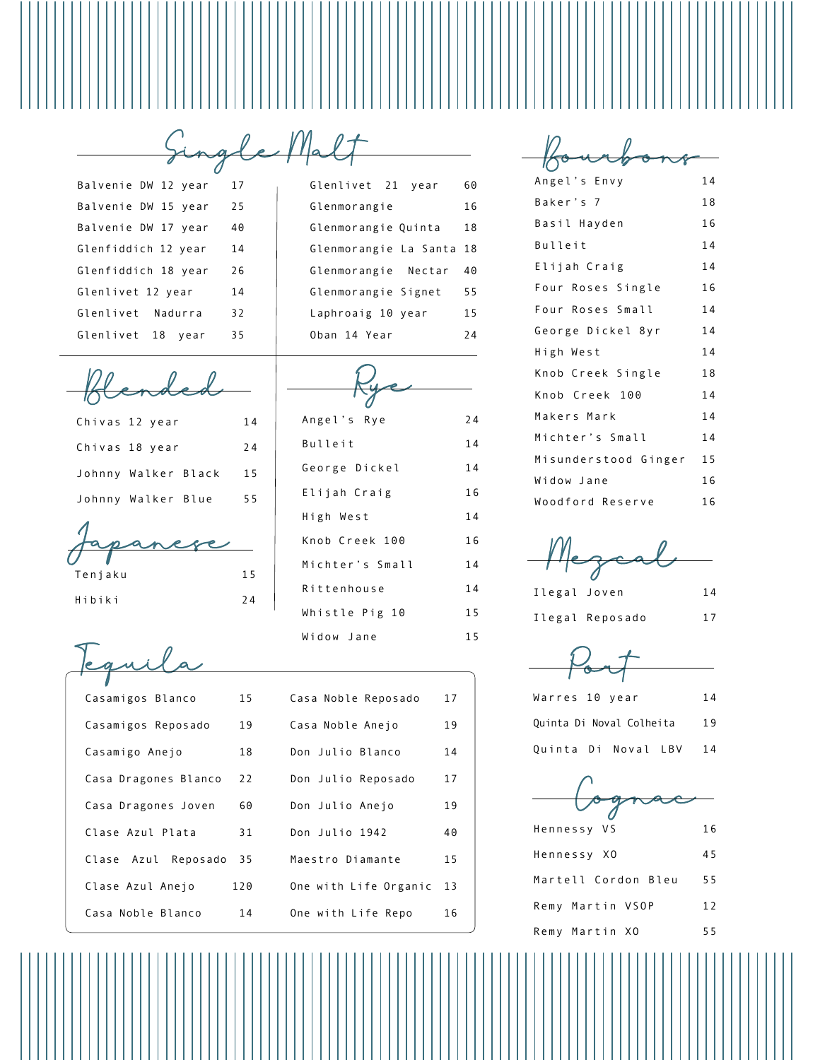## Single Malt

| | |
|---|---|
| Balvenie DW 12 year | 17 |
| Balvenie DW 15 year | 25 |
| Balvenie DW 17 year | 40 |
| Glenfiddich 12 year | 14 |
| Glenfiddich 18 year | 26 |
| Glenlivet 12 year | 14 |
| Glenlivet Nadurra | 32 |
| Glenlivet 18 year | 35 |
| Glenlivet 21 year | 60 |
| Glenmorangie | 16 |
| Glenmorangie Quinta | 18 |
| Glenmorangie La Santa | 18 |
| Glenmorangie Nectar | 40 |
| Glenmorangie Signet | 55 |
| Laphroaig 10 year | 15 |
| Oban 14 Year | 24 |

## Blended

| | |
|---|---|
| Chivas 12 year | 14 |
| Chivas 18 year | 24 |
| Johnny Walker Black | 15 |
| Johnny Walker Blue | 55 |

## Japanese

| | |
|---|---|
| Tenjaku | 15 |
| Hibiki | 24 |

## Rye

| | |
|---|---|
| Angel's Rye | 24 |
| Bulleit | 14 |
| George Dickel | 14 |
| Elijah Craig | 16 |
| High West | 14 |
| Knob Creek 100 | 16 |
| Michter's Small | 14 |
| Rittenhouse | 14 |
| Whistle Pig 10 | 15 |
| Widow Jane | 15 |

## Tequila

| | |
|---|---|
| Casamigos Blanco | 15 |
| Casamigos Reposado | 19 |
| Casamigo Anejo | 18 |
| Casa Dragones Blanco | 22 |
| Casa Dragones Joven | 60 |
| Clase Azul Plata | 31 |
| Clase Azul Reposado | 35 |
| Clase Azul Anejo | 120 |
| Casa Noble Blanco | 14 |
| Casa Noble Reposado | 17 |
| Casa Noble Anejo | 19 |
| Don Julio Blanco | 14 |
| Don Julio Reposado | 17 |
| Don Julio Anejo | 19 |
| Don Julio 1942 | 40 |
| Maestro Diamante | 15 |
| One with Life Organic | 13 |
| One with Life Repo | 16 |

## Bourbons

| | |
|---|---|
| Angel's Envy | 14 |
| Baker's 7 | 18 |
| Basil Hayden | 16 |
| Bulleit | 14 |
| Elijah Craig | 14 |
| Four Roses Single | 16 |
| Four Roses Small | 14 |
| George Dickel 8yr | 14 |
| High West | 14 |
| Knob Creek Single | 18 |
| Knob Creek 100 | 14 |
| Makers Mark | 14 |
| Michter's Small | 14 |
| Misunderstood Ginger | 15 |
| Widow Jane | 16 |
| Woodford Reserve | 16 |

## Mezcal

| | |
|---|---|
| Ilegal Joven | 14 |
| Ilegal Reposado | 17 |

## Port

| | |
|---|---|
| Warres 10 year | 14 |
| Quinta Di Noval Colheita | 19 |
| Quinta Di Noval LBV | 14 |

## Cognac

| | |
|---|---|
| Hennessy VS | 16 |
| Hennessy XO | 45 |
| Martell Cordon Bleu | 55 |
| Remy Martin VSOP | 12 |
| Remy Martin XO | 55 |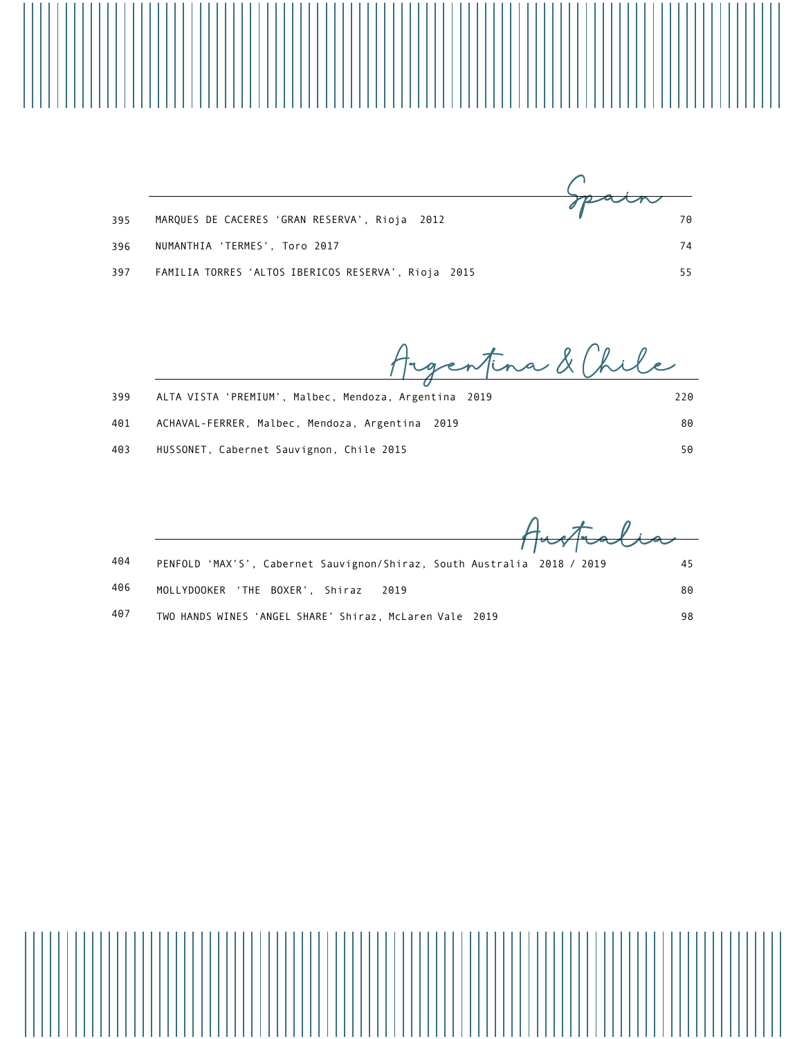## Spain

| | | |
|---|---|---|
| 395 | MARQUES DE CACERES 'GRAN RESERVA', Rioja 2012 | 70 |
| 396 | NUMANTHIA 'TERMES', Toro 2017 | 74 |
| 397 | FAMILIA TORRES 'ALTOS IBERICOS RESERVA', Rioja 2015 | 55 |

## Argentina & Chile

| | | |
|---|---|---|
| 399 | ALTA VISTA 'PREMIUM', Malbec, Mendoza, Argentina 2019 | 220 |
| 401 | ACHAVAL-FERRER, Malbec, Mendoza, Argentina 2019 | 80 |
| 403 | HUSSONET, Cabernet Sauvignon, Chile 2015 | 50 |

## Australia

| | | |
|---|---|---|
| 404 | PENFOLD 'MAX'S', Cabernet Sauvignon/Shiraz, South Australia 2018 / 2019 | 45 |
| 406 | MOLLYDOOKER 'THE BOXER', Shiraz 2019 | 80 |
| 407 | TWO HANDS WINES 'ANGEL SHARE' Shiraz, McLaren Vale 2019 | 98 |